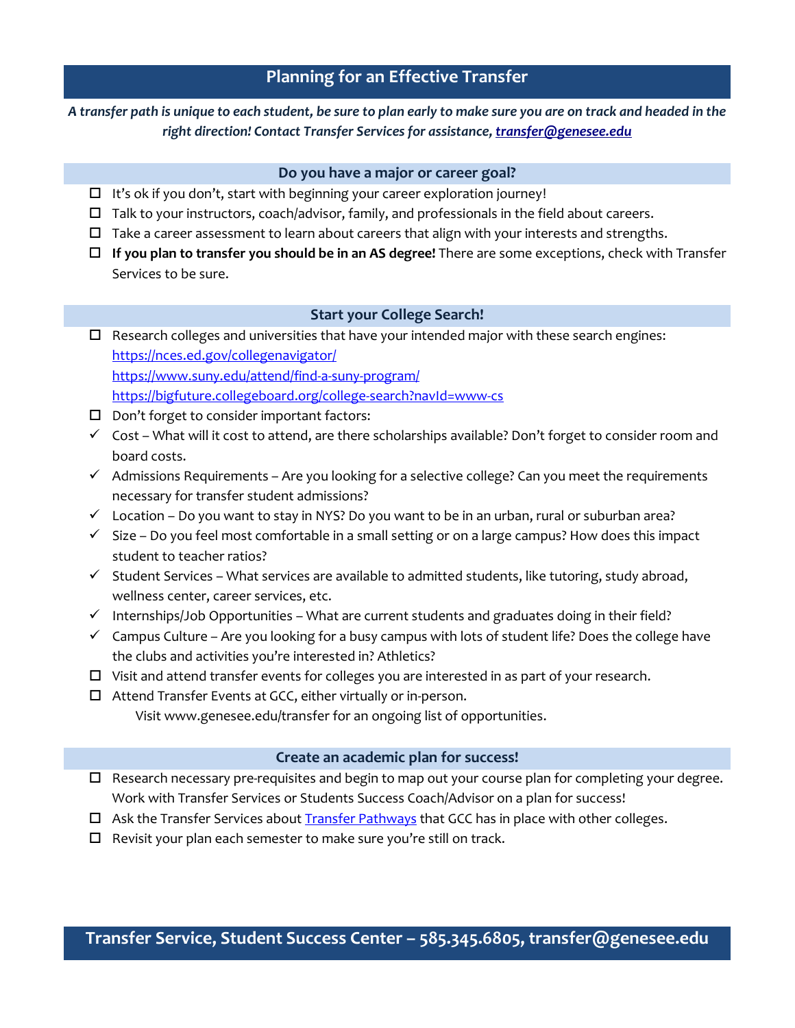# Planning for an Effective Transfer

***A transfer path is unique to each student, be sure to plan early to make sure you are on track and headed in the right direction! Contact Transfer Services for assistance, [transfer@genesee.edu](mailto:transfer@genesee.edu)***

## Do you have a major or career goal?

- ☐ It's ok if you don't, start with beginning your career exploration journey!
- ☐ Talk to your instructors, coach/advisor, family, and professionals in the field about careers.
- ☐ Take a career assessment to learn about careers that align with your interests and strengths.
- ☐ **If you plan to transfer you should be in an AS degree!** There are some exceptions, check with Transfer Services to be sure.

## Start your College Search!

- ☐ Research colleges and universities that have your intended major with these search engines:
  [https://nces.ed.gov/collegenavigator/](https://nces.ed.gov/collegenavigator/)
  [https://www.suny.edu/attend/find-a-suny-program/](https://www.suny.edu/attend/find-a-suny-program/)
  [https://bigfuture.collegeboard.org/college-search?navId=www-cs](https://bigfuture.collegeboard.org/college-search?navId=www-cs)
- ☐ Don't forget to consider important factors:
  - ✓ Cost – What will it cost to attend, are there scholarships available? Don't forget to consider room and board costs.
  - ✓ Admissions Requirements – Are you looking for a selective college? Can you meet the requirements necessary for transfer student admissions?
  - ✓ Location – Do you want to stay in NYS? Do you want to be in an urban, rural or suburban area?
  - ✓ Size – Do you feel most comfortable in a small setting or on a large campus? How does this impact student to teacher ratios?
  - ✓ Student Services – What services are available to admitted students, like tutoring, study abroad, wellness center, career services, etc.
  - ✓ Internships/Job Opportunities – What are current students and graduates doing in their field?
  - ✓ Campus Culture – Are you looking for a busy campus with lots of student life? Does the college have the clubs and activities you're interested in? Athletics?
- ☐ Visit and attend transfer events for colleges you are interested in as part of your research.
- ☐ Attend Transfer Events at GCC, either virtually or in-person.
  Visit www.genesee.edu/transfer for an ongoing list of opportunities.

## Create an academic plan for success!

- ☐ Research necessary pre-requisites and begin to map out your course plan for completing your degree. Work with Transfer Services or Students Success Coach/Advisor on a plan for success!
- ☐ Ask the Transfer Services about Transfer Pathways that GCC has in place with other colleges.
- ☐ Revisit your plan each semester to make sure you're still on track.

**Transfer Service, Student Success Center – 585.345.6805, transfer@genesee.edu**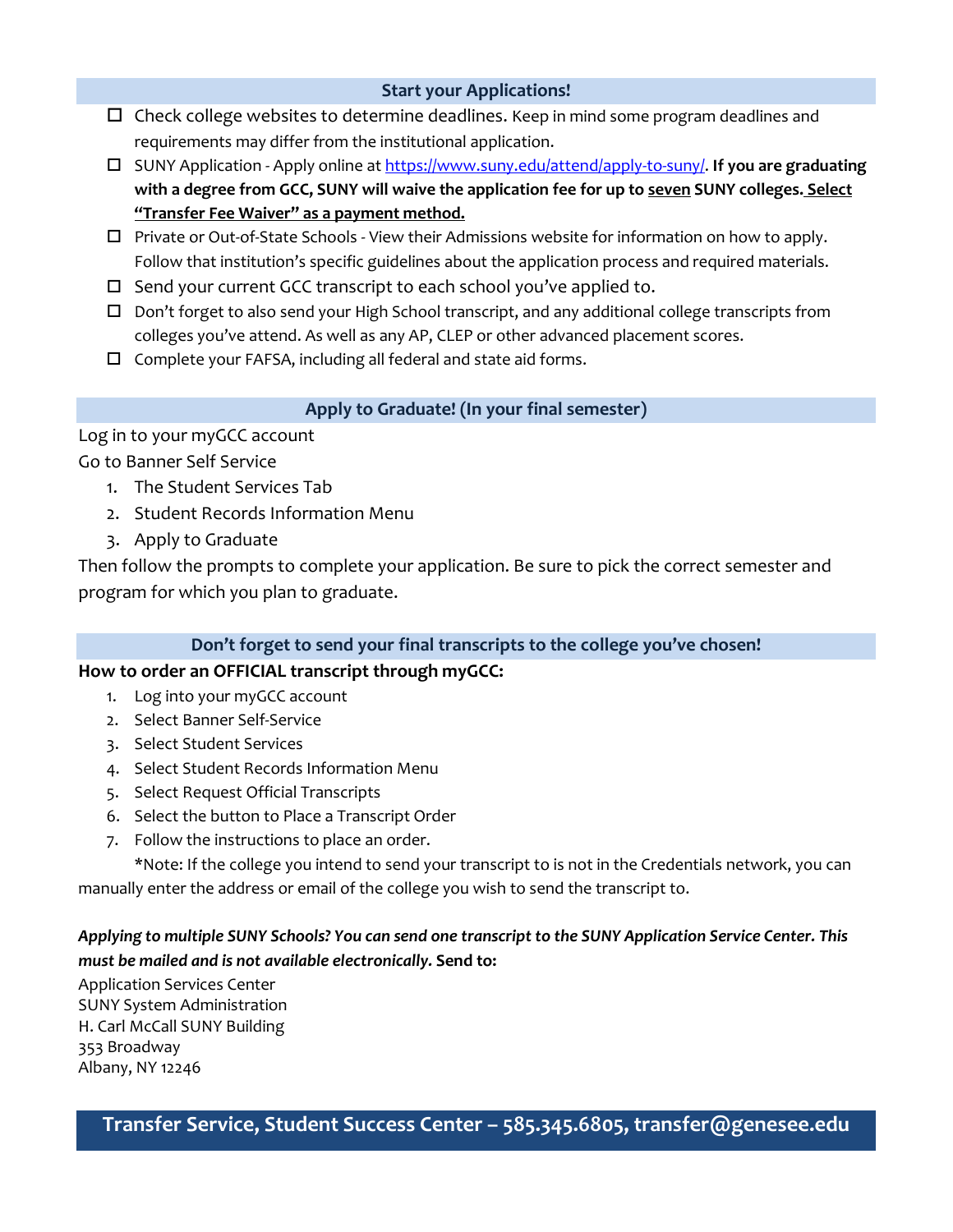## Start your Applications!

- ☐ Check college websites to determine deadlines. Keep in mind some program deadlines and requirements may differ from the institutional application.
- ☐ SUNY Application - Apply online at https://www.suny.edu/attend/apply-to-suny/. **If you are graduating with a degree from GCC, SUNY will waive the application fee for up to seven SUNY colleges. Select "Transfer Fee Waiver" as a payment method.**
- ☐ Private or Out-of-State Schools - View their Admissions website for information on how to apply. Follow that institution's specific guidelines about the application process and required materials.
- ☐ Send your current GCC transcript to each school you've applied to.
- ☐ Don't forget to also send your High School transcript, and any additional college transcripts from colleges you've attend. As well as any AP, CLEP or other advanced placement scores.
- ☐ Complete your FAFSA, including all federal and state aid forms.

## Apply to Graduate! (In your final semester)

Log in to your myGCC account

Go to Banner Self Service

1. The Student Services Tab
2. Student Records Information Menu
3. Apply to Graduate

Then follow the prompts to complete your application. Be sure to pick the correct semester and program for which you plan to graduate.

## Don't forget to send your final transcripts to the college you've chosen!

**How to order an OFFICIAL transcript through myGCC:**

1. Log into your myGCC account
2. Select Banner Self-Service
3. Select Student Services
4. Select Student Records Information Menu
5. Select Request Official Transcripts
6. Select the button to Place a Transcript Order
7. Follow the instructions to place an order.

*Note: If the college you intend to send your transcript to is not in the Credentials network, you can manually enter the address or email of the college you wish to send the transcript to.

***Applying to multiple SUNY Schools? You can send one transcript to the SUNY Application Service Center. This must be mailed and is not available electronically.*** **Send to:**

Application Services Center
SUNY System Administration
H. Carl McCall SUNY Building
353 Broadway
Albany, NY 12246

**Transfer Service, Student Success Center – 585.345.6805, transfer@genesee.edu**